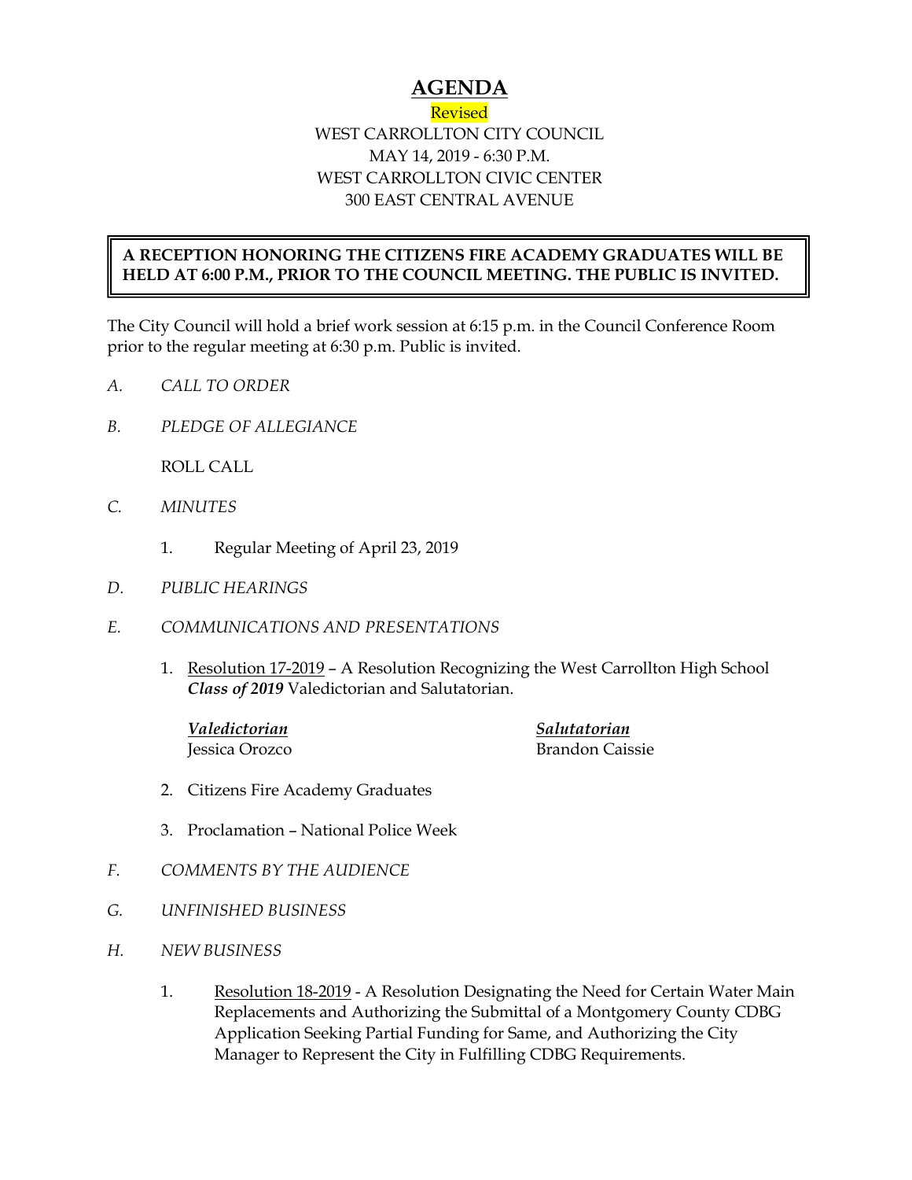# AGENDA

Revised

WEST CARROLLTON CITY COUNCIL
MAY 14, 2019 - 6:30 P.M.
WEST CARROLLTON CIVIC CENTER
300 EAST CENTRAL AVENUE

**A RECEPTION HONORING THE CITIZENS FIRE ACADEMY GRADUATES WILL BE HELD AT 6:00 P.M., PRIOR TO THE COUNCIL MEETING. THE PUBLIC IS INVITED.**

The City Council will hold a brief work session at 6:15 p.m. in the Council Conference Room prior to the regular meeting at 6:30 p.m. Public is invited.

*A. CALL TO ORDER*

*B. PLEDGE OF ALLEGIANCE*

ROLL CALL

*C. MINUTES*

1. Regular Meeting of April 23, 2019

*D. PUBLIC HEARINGS*

*E. COMMUNICATIONS AND PRESENTATIONS*

1. Resolution 17-2019 – A Resolution Recognizing the West Carrollton High School ***Class of 2019*** Valedictorian and Salutatorian.

   ***Valedictorian*** Jessica Orozco

   ***Salutatorian*** Brandon Caissie

2. Citizens Fire Academy Graduates

3. Proclamation – National Police Week

*F. COMMENTS BY THE AUDIENCE*

*G. UNFINISHED BUSINESS*

*H. NEW BUSINESS*

1. Resolution 18-2019 - A Resolution Designating the Need for Certain Water Main Replacements and Authorizing the Submittal of a Montgomery County CDBG Application Seeking Partial Funding for Same, and Authorizing the City Manager to Represent the City in Fulfilling CDBG Requirements.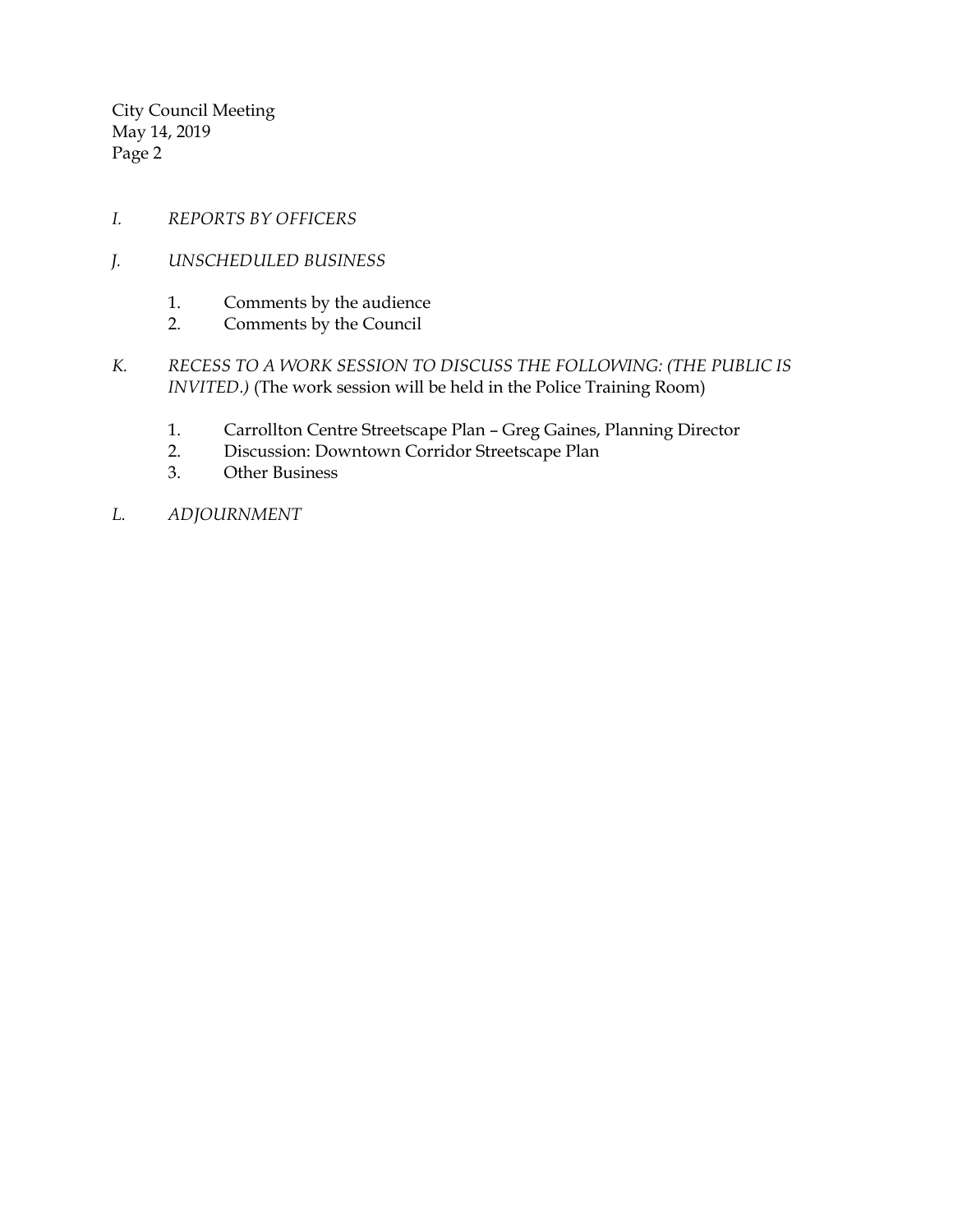*I. REPORTS BY OFFICERS*

*J. UNSCHEDULED BUSINESS*

1. Comments by the audience
2. Comments by the Council

*K. RECESS TO A WORK SESSION TO DISCUSS THE FOLLOWING: (THE PUBLIC IS INVITED.)* (The work session will be held in the Police Training Room)

1. Carrollton Centre Streetscape Plan – Greg Gaines, Planning Director
2. Discussion: Downtown Corridor Streetscape Plan
3. Other Business

*L. ADJOURNMENT*